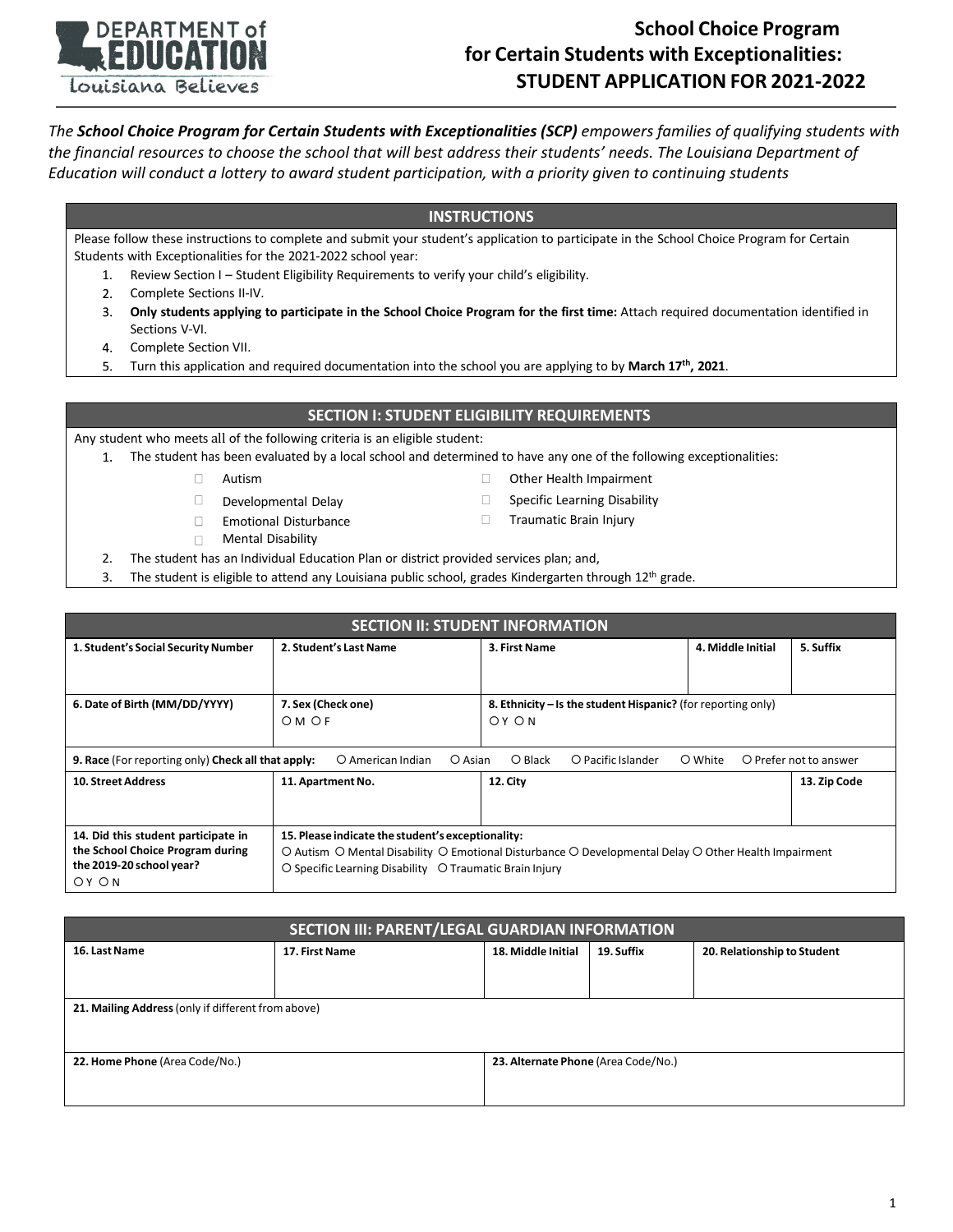# School Choice Program for Certain Students with Exceptionalities: STUDENT APPLICATION FOR 2021-2022

*The **School Choice Program for Certain Students with Exceptionalities (SCP)** empowers families of qualifying students with the financial resources to choose the school that will best address their students' needs. The Louisiana Department of Education will conduct a lottery to award student participation, with a priority given to continuing students*

## INSTRUCTIONS

Please follow these instructions to complete and submit your student's application to participate in the School Choice Program for Certain Students with Exceptionalities for the 2021-2022 school year:

1. Review Section I – Student Eligibility Requirements to verify your child's eligibility.
2. Complete Sections II-IV.
3. **Only students applying to participate in the School Choice Program for the first time:** Attach required documentation identified in Sections V-VI.
4. Complete Section VII.
5. Turn this application and required documentation into the school you are applying to by **March 17th, 2021**.

## SECTION I: STUDENT ELIGIBILITY REQUIREMENTS

Any student who meets all of the following criteria is an eligible student:

1. The student has been evaluated by a local school and determined to have any one of the following exceptionalities:
   - ☐ Autism
   - ☐ Developmental Delay
   - ☐ Emotional Disturbance
   - ☐ Mental Disability
   - ☐ Other Health Impairment
   - ☐ Specific Learning Disability
   - ☐ Traumatic Brain Injury
2. The student has an Individual Education Plan or district provided services plan; and,
3. The student is eligible to attend any Louisiana public school, grades Kindergarten through 12th grade.

## SECTION II: STUDENT INFORMATION

| 1. Student's Social Security Number | 2. Student's Last Name | 3. First Name | 4. Middle Initial | 5. Suffix |
|---|---|---|---|---|
| | | | | |
| **6. Date of Birth (MM/DD/YYYY)** | **7. Sex (Check one)** ○ M ○ F | **8. Ethnicity – Is the student Hispanic?** (for reporting only) ○ Y ○ N | | |
| **9. Race** (For reporting only) **Check all that apply:** ○ American Indian ○ Asian ○ Black ○ Pacific Islander ○ White ○ Prefer not to answer | | | | |
| **10. Street Address** | **11. Apartment No.** | **12. City** | | **13. Zip Code** |
| | | | | |
| **14. Did this student participate in the School Choice Program during the 2019-20 school year?** ○ Y ○ N | **15. Please indicate the student's exceptionality:** ○ Autism ○ Mental Disability ○ Emotional Disturbance ○ Developmental Delay ○ Other Health Impairment ○ Specific Learning Disability ○ Traumatic Brain Injury | | | |

## SECTION III: PARENT/LEGAL GUARDIAN INFORMATION

| 16. Last Name | 17. First Name | 18. Middle Initial | 19. Suffix | 20. Relationship to Student |
|---|---|---|---|---|
| | | | | |
| **21. Mailing Address** (only if different from above) | | | | |
| | | | | |
| **22. Home Phone** (Area Code/No.) | | **23. Alternate Phone** (Area Code/No.) | | |
| | | | | |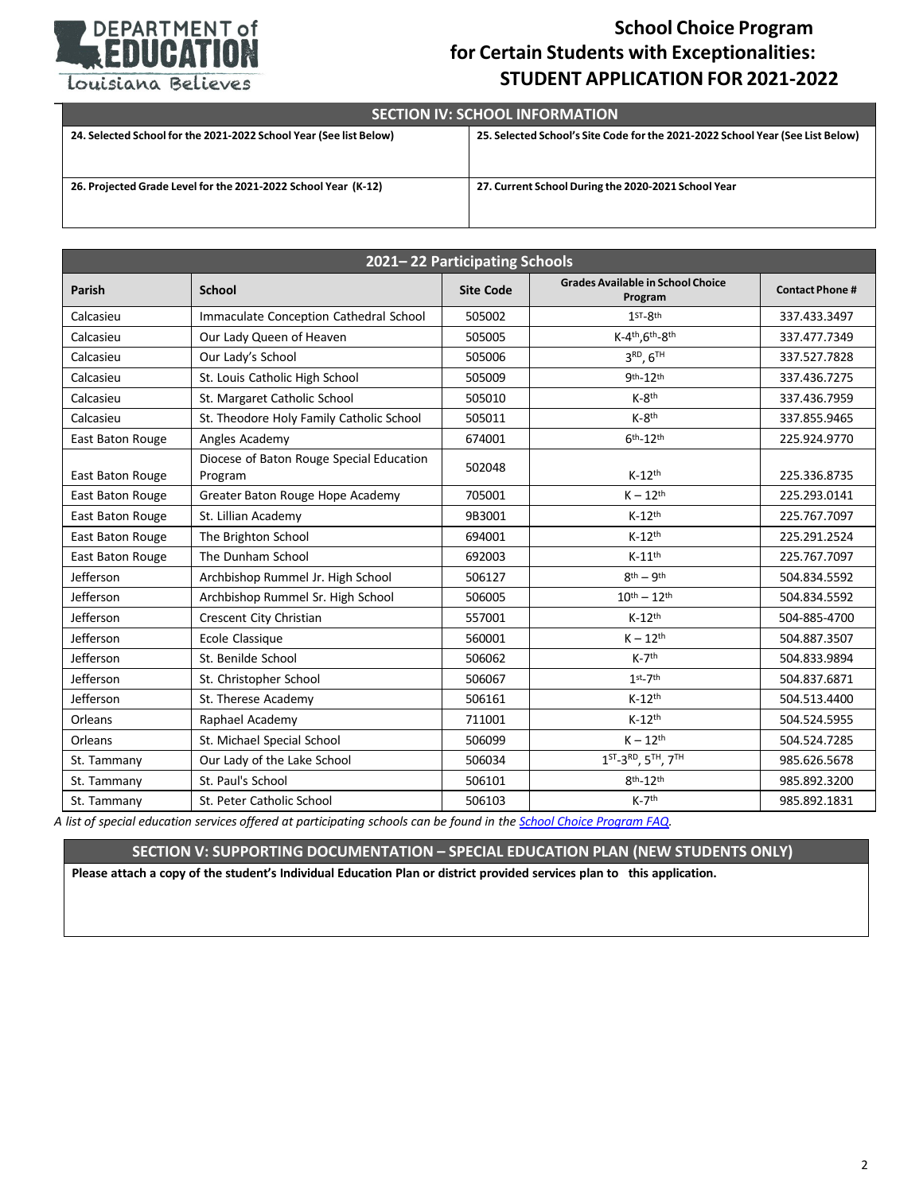# School Choice Program for Certain Students with Exceptionalities: STUDENT APPLICATION FOR 2021-2022

## SECTION IV: SCHOOL INFORMATION

| 24. Selected School for the 2021-2022 School Year (See list Below) | 25. Selected School's Site Code for the 2021-2022 School Year (See List Below) |
|---|---|
| 26. Projected Grade Level for the 2021-2022 School Year (K-12) | 27. Current School During the 2020-2021 School Year |

## 2021– 22 Participating Schools

| Parish | School | Site Code | Grades Available in School Choice Program | Contact Phone # |
|---|---|---|---|---|
| Calcasieu | Immaculate Conception Cathedral School | 505002 | 1ST-8th | 337.433.3497 |
| Calcasieu | Our Lady Queen of Heaven | 505005 | K-4th,6th-8th | 337.477.7349 |
| Calcasieu | Our Lady's School | 505006 | 3RD, 6TH | 337.527.7828 |
| Calcasieu | St. Louis Catholic High School | 505009 | 9th-12th | 337.436.7275 |
| Calcasieu | St. Margaret Catholic School | 505010 | K-8th | 337.436.7959 |
| Calcasieu | St. Theodore Holy Family Catholic School | 505011 | K-8th | 337.855.9465 |
| East Baton Rouge | Angles Academy | 674001 | 6th-12th | 225.924.9770 |
| East Baton Rouge | Diocese of Baton Rouge Special Education Program | 502048 | K-12th | 225.336.8735 |
| East Baton Rouge | Greater Baton Rouge Hope Academy | 705001 | K – 12th | 225.293.0141 |
| East Baton Rouge | St. Lillian Academy | 9B3001 | K-12th | 225.767.7097 |
| East Baton Rouge | The Brighton School | 694001 | K-12th | 225.291.2524 |
| East Baton Rouge | The Dunham School | 692003 | K-11th | 225.767.7097 |
| Jefferson | Archbishop Rummel Jr. High School | 506127 | 8th – 9th | 504.834.5592 |
| Jefferson | Archbishop Rummel Sr. High School | 506005 | 10th – 12th | 504.834.5592 |
| Jefferson | Crescent City Christian | 557001 | K-12th | 504-885-4700 |
| Jefferson | Ecole Classique | 560001 | K – 12th | 504.887.3507 |
| Jefferson | St. Benilde School | 506062 | K-7th | 504.833.9894 |
| Jefferson | St. Christopher School | 506067 | 1st-7th | 504.837.6871 |
| Jefferson | St. Therese Academy | 506161 | K-12th | 504.513.4400 |
| Orleans | Raphael Academy | 711001 | K-12th | 504.524.5955 |
| Orleans | St. Michael Special School | 506099 | K – 12th | 504.524.7285 |
| St. Tammany | Our Lady of the Lake School | 506034 | 1ST-3RD, 5TH, 7TH | 985.626.5678 |
| St. Tammany | St. Paul's School | 506101 | 8th-12th | 985.892.3200 |
| St. Tammany | St. Peter Catholic School | 506103 | K-7th | 985.892.1831 |

*A list of special education services offered at participating schools can be found in the School Choice Program FAQ.*

## SECTION V: SUPPORTING DOCUMENTATION – SPECIAL EDUCATION PLAN (NEW STUDENTS ONLY)

**Please attach a copy of the student's Individual Education Plan or district provided services plan to this application.**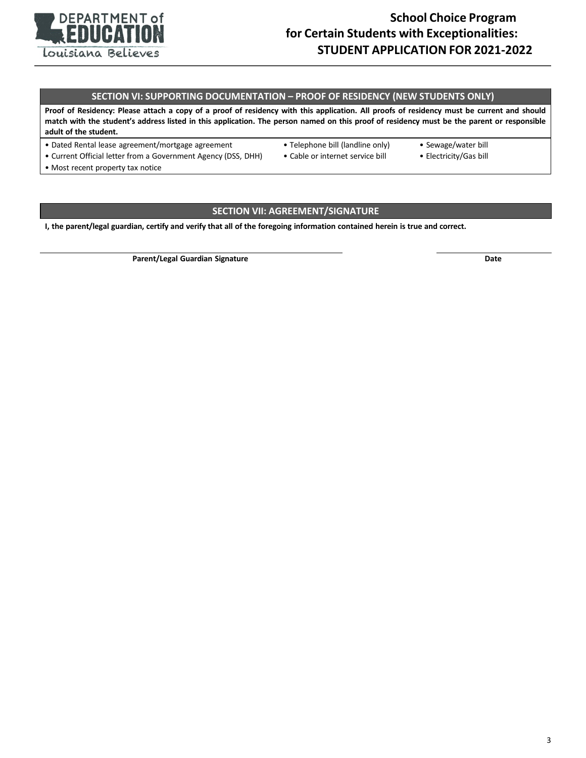# School Choice Program for Certain Students with Exceptionalities: STUDENT APPLICATION FOR 2021-2022

## SECTION VI: SUPPORTING DOCUMENTATION – PROOF OF RESIDENCY (NEW STUDENTS ONLY)

**Proof of Residency: Please attach a copy of a proof of residency with this application. All proofs of residency must be current and should match with the student's address listed in this application. The person named on this proof of residency must be the parent or responsible adult of the student.**

- Dated Rental lease agreement/mortgage agreement
- Current Official letter from a Government Agency (DSS, DHH)
- Most recent property tax notice
- Telephone bill (landline only)
- Cable or internet service bill
- Sewage/water bill
- Electricity/Gas bill

## SECTION VII: AGREEMENT/SIGNATURE

**I, the parent/legal guardian, certify and verify that all of the foregoing information contained herein is true and correct.**

\_\_\_\_\_\_\_\_\_\_\_\_\_\_\_\_\_\_\_\_\_\_\_\_\_\_\_\_\_\_\_\_\_\_\_\_\_\_\_\_
**Parent/Legal Guardian Signature**

\_\_\_\_\_\_\_\_\_\_\_\_\_\_\_\_\_\_\_\_
**Date**